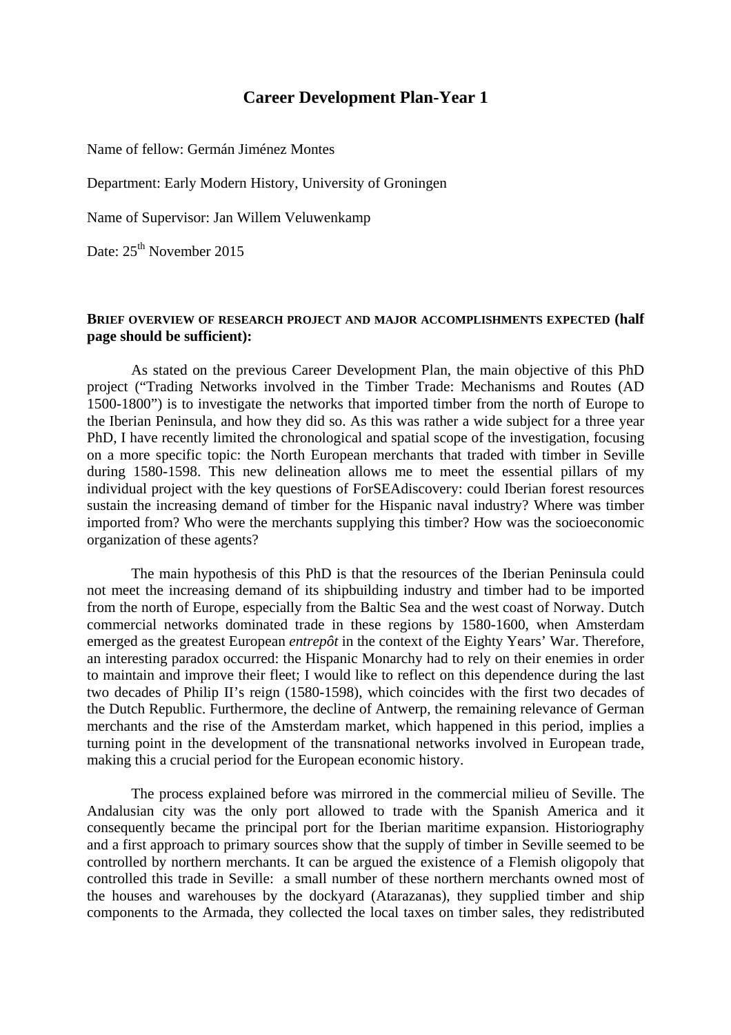# Career Development Plan-Year 1

Name of fellow: Germán Jiménez Montes

Department: Early Modern History, University of Groningen

Name of Supervisor: Jan Willem Veluwenkamp

Date: 25th November 2015

**BRIEF OVERVIEW OF RESEARCH PROJECT AND MAJOR ACCOMPLISHMENTS EXPECTED (half page should be sufficient):**

As stated on the previous Career Development Plan, the main objective of this PhD project ("Trading Networks involved in the Timber Trade: Mechanisms and Routes (AD 1500-1800") is to investigate the networks that imported timber from the north of Europe to the Iberian Peninsula, and how they did so. As this was rather a wide subject for a three year PhD, I have recently limited the chronological and spatial scope of the investigation, focusing on a more specific topic: the North European merchants that traded with timber in Seville during 1580-1598. This new delineation allows me to meet the essential pillars of my individual project with the key questions of ForSEAdiscovery: could Iberian forest resources sustain the increasing demand of timber for the Hispanic naval industry? Where was timber imported from? Who were the merchants supplying this timber? How was the socioeconomic organization of these agents?

The main hypothesis of this PhD is that the resources of the Iberian Peninsula could not meet the increasing demand of its shipbuilding industry and timber had to be imported from the north of Europe, especially from the Baltic Sea and the west coast of Norway. Dutch commercial networks dominated trade in these regions by 1580-1600, when Amsterdam emerged as the greatest European *entrepôt* in the context of the Eighty Years' War. Therefore, an interesting paradox occurred: the Hispanic Monarchy had to rely on their enemies in order to maintain and improve their fleet; I would like to reflect on this dependence during the last two decades of Philip II's reign (1580-1598), which coincides with the first two decades of the Dutch Republic. Furthermore, the decline of Antwerp, the remaining relevance of German merchants and the rise of the Amsterdam market, which happened in this period, implies a turning point in the development of the transnational networks involved in European trade, making this a crucial period for the European economic history.

The process explained before was mirrored in the commercial milieu of Seville. The Andalusian city was the only port allowed to trade with the Spanish America and it consequently became the principal port for the Iberian maritime expansion. Historiography and a first approach to primary sources show that the supply of timber in Seville seemed to be controlled by northern merchants. It can be argued the existence of a Flemish oligopoly that controlled this trade in Seville: a small number of these northern merchants owned most of the houses and warehouses by the dockyard (Atarazanas), they supplied timber and ship components to the Armada, they collected the local taxes on timber sales, they redistributed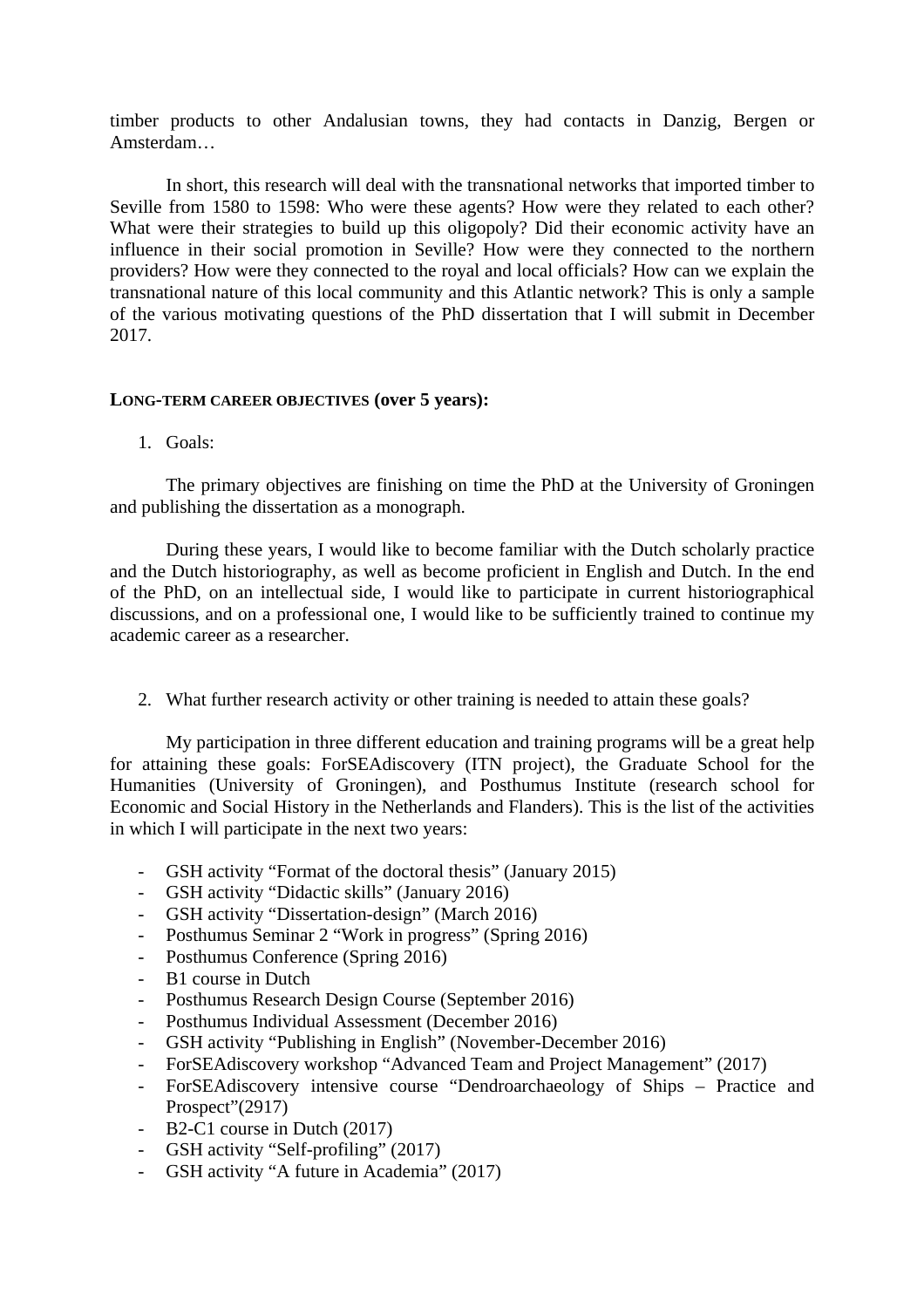timber products to other Andalusian towns, they had contacts in Danzig, Bergen or Amsterdam…

In short, this research will deal with the transnational networks that imported timber to Seville from 1580 to 1598: Who were these agents? How were they related to each other? What were their strategies to build up this oligopoly? Did their economic activity have an influence in their social promotion in Seville? How were they connected to the northern providers? How were they connected to the royal and local officials? How can we explain the transnational nature of this local community and this Atlantic network? This is only a sample of the various motivating questions of the PhD dissertation that I will submit in December 2017.

**LONG-TERM CAREER OBJECTIVES (over 5 years):**

1. Goals:

The primary objectives are finishing on time the PhD at the University of Groningen and publishing the dissertation as a monograph.

During these years, I would like to become familiar with the Dutch scholarly practice and the Dutch historiography, as well as become proficient in English and Dutch. In the end of the PhD, on an intellectual side, I would like to participate in current historiographical discussions, and on a professional one, I would like to be sufficiently trained to continue my academic career as a researcher.

2. What further research activity or other training is needed to attain these goals?

My participation in three different education and training programs will be a great help for attaining these goals: ForSEAdiscovery (ITN project), the Graduate School for the Humanities (University of Groningen), and Posthumus Institute (research school for Economic and Social History in the Netherlands and Flanders). This is the list of the activities in which I will participate in the next two years:

- GSH activity "Format of the doctoral thesis" (January 2015)
- GSH activity "Didactic skills" (January 2016)
- GSH activity "Dissertation-design" (March 2016)
- Posthumus Seminar 2 "Work in progress" (Spring 2016)
- Posthumus Conference (Spring 2016)
- B1 course in Dutch
- Posthumus Research Design Course (September 2016)
- Posthumus Individual Assessment (December 2016)
- GSH activity "Publishing in English" (November-December 2016)
- ForSEAdiscovery workshop "Advanced Team and Project Management" (2017)
- ForSEAdiscovery intensive course "Dendroarchaeology of Ships – Practice and Prospect"(2917)
- B2-C1 course in Dutch (2017)
- GSH activity "Self-profiling" (2017)
- GSH activity "A future in Academia" (2017)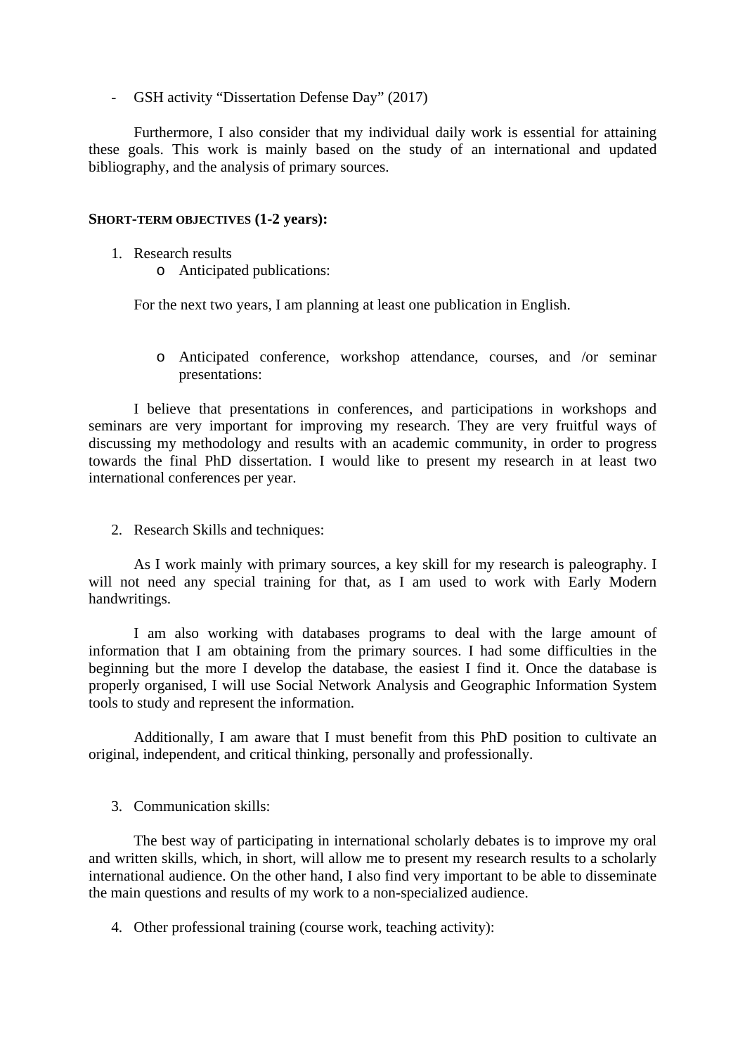- GSH activity "Dissertation Defense Day" (2017)

Furthermore, I also consider that my individual daily work is essential for attaining these goals. This work is mainly based on the study of an international and updated bibliography, and the analysis of primary sources.

**SHORT-TERM OBJECTIVES (1-2 years):**

1. Research results
   - Anticipated publications:

   For the next two years, I am planning at least one publication in English.

   - Anticipated conference, workshop attendance, courses, and /or seminar presentations:

   I believe that presentations in conferences, and participations in workshops and seminars are very important for improving my research. They are very fruitful ways of discussing my methodology and results with an academic community, in order to progress towards the final PhD dissertation. I would like to present my research in at least two international conferences per year.

2. Research Skills and techniques:

   As I work mainly with primary sources, a key skill for my research is paleography. I will not need any special training for that, as I am used to work with Early Modern handwritings.

   I am also working with databases programs to deal with the large amount of information that I am obtaining from the primary sources. I had some difficulties in the beginning but the more I develop the database, the easiest I find it. Once the database is properly organised, I will use Social Network Analysis and Geographic Information System tools to study and represent the information.

   Additionally, I am aware that I must benefit from this PhD position to cultivate an original, independent, and critical thinking, personally and professionally.

3. Communication skills:

   The best way of participating in international scholarly debates is to improve my oral and written skills, which, in short, will allow me to present my research results to a scholarly international audience. On the other hand, I also find very important to be able to disseminate the main questions and results of my work to a non-specialized audience.

4. Other professional training (course work, teaching activity):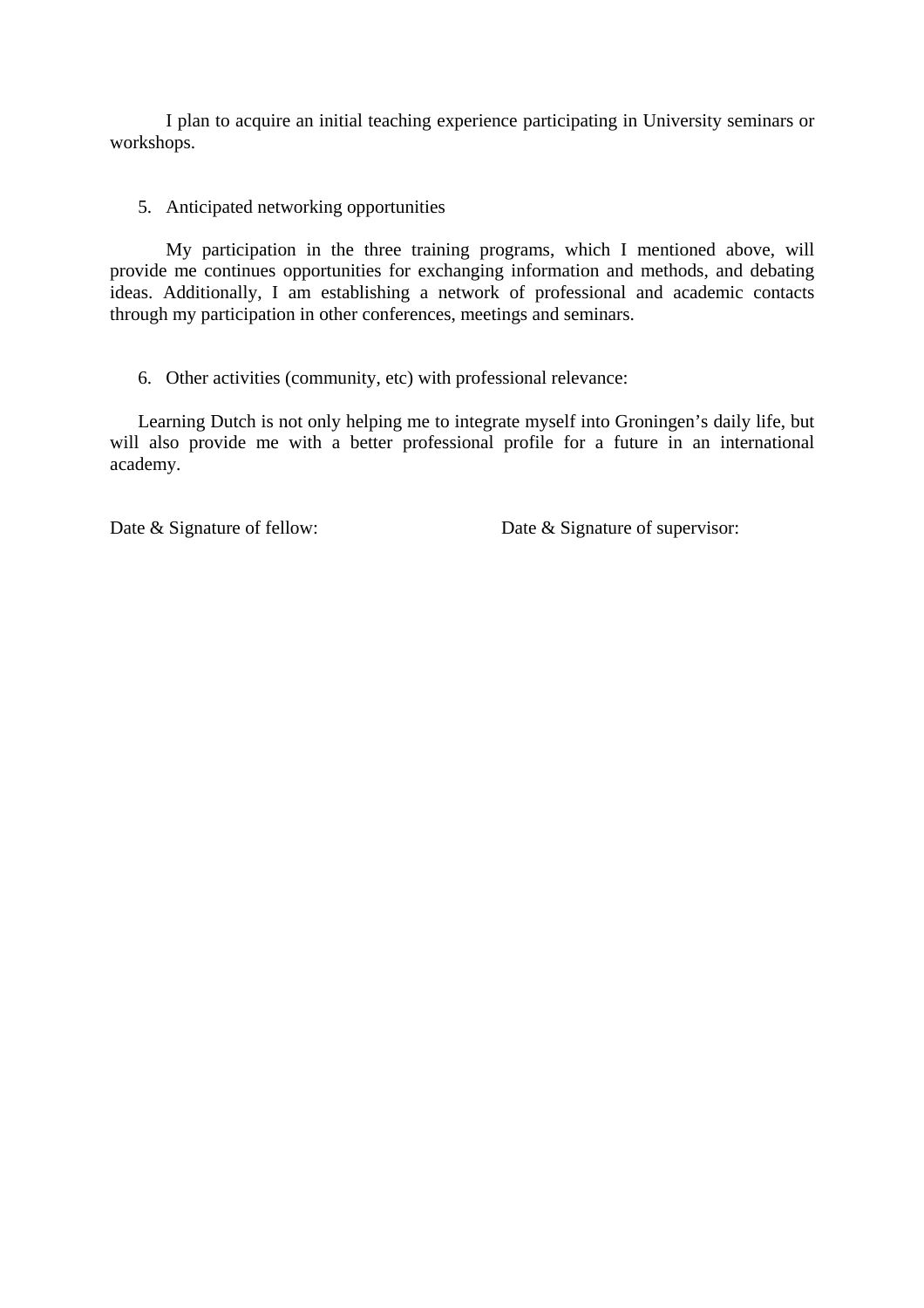I plan to acquire an initial teaching experience participating in University seminars or workshops.

5. Anticipated networking opportunities

My participation in the three training programs, which I mentioned above, will provide me continues opportunities for exchanging information and methods, and debating ideas. Additionally, I am establishing a network of professional and academic contacts through my participation in other conferences, meetings and seminars.

6. Other activities (community, etc) with professional relevance:

Learning Dutch is not only helping me to integrate myself into Groningen's daily life, but will also provide me with a better professional profile for a future in an international academy.

Date & Signature of fellow: Date & Signature of supervisor: